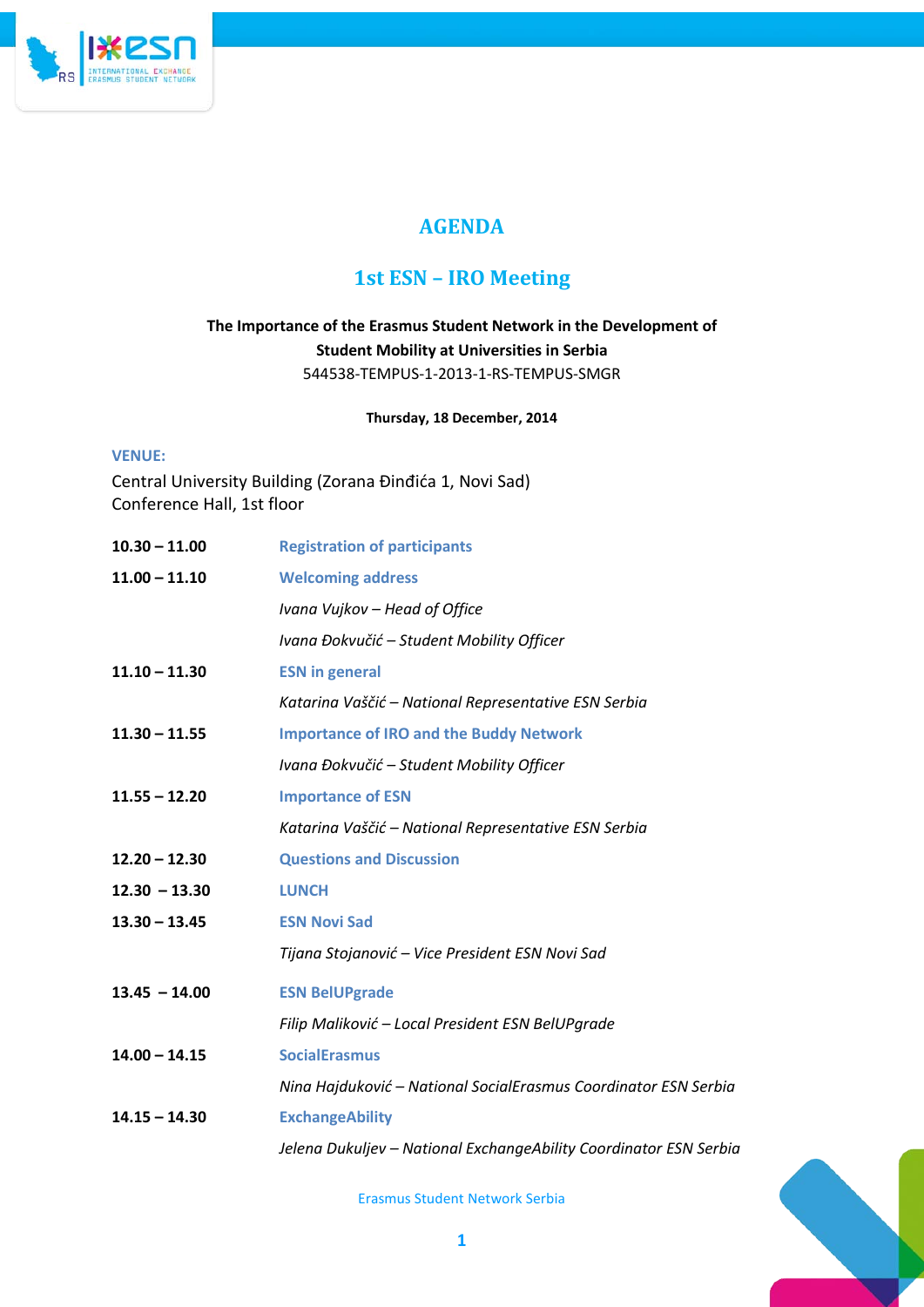# AGENDA

## 1st ESN – IRO Meeting

**The Importance of the Erasmus Student Network in the Development of Student Mobility at Universities in Serbia**
544538-TEMPUS-1-2013-1-RS-TEMPUS-SMGR

**Thursday, 18 December, 2014**

**VENUE:**
Central University Building (Zorana Đinđića 1, Novi Sad)
Conference Hall, 1st floor

| | |
|---|---|
| **10.30 – 11.00** | **Registration of participants** |
| **11.00 – 11.10** | **Welcoming address** |
| | *Ivana Vujkov – Head of Office* |
| | *Ivana Đokvučić – Student Mobility Officer* |
| **11.10 – 11.30** | **ESN in general** |
| | *Katarina Vaščić – National Representative ESN Serbia* |
| **11.30 – 11.55** | **Importance of IRO and the Buddy Network** |
| | *Ivana Đokvučić – Student Mobility Officer* |
| **11.55 – 12.20** | **Importance of ESN** |
| | *Katarina Vaščić – National Representative ESN Serbia* |
| **12.20 – 12.30** | **Questions and Discussion** |
| **12.30 – 13.30** | **LUNCH** |
| **13.30 – 13.45** | **ESN Novi Sad** |
| | *Tijana Stojanović – Vice President ESN Novi Sad* |
| **13.45 – 14.00** | **ESN BelUPgrade** |
| | *Filip Maliković – Local President ESN BelUPgrade* |
| **14.00 – 14.15** | **SocialErasmus** |
| | *Nina Hajduković – National SocialErasmus Coordinator ESN Serbia* |
| **14.15 – 14.30** | **ExchangeAbility** |
| | *Jelena Dukuljev – National ExchangeAbility Coordinator ESN Serbia* |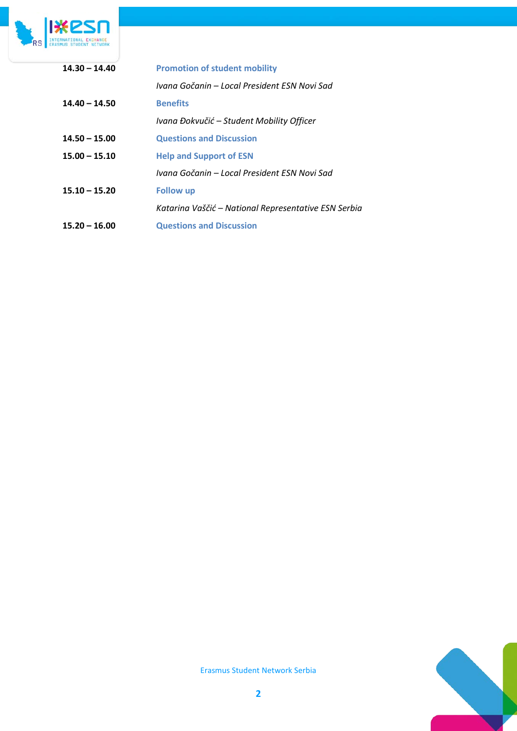| | |
|---|---|
| **14.30 – 14.40** | **Promotion of student mobility** |
| | *Ivana Gočanin – Local President ESN Novi Sad* |
| **14.40 – 14.50** | **Benefits** |
| | *Ivana Đokvučić – Student Mobility Officer* |
| **14.50 – 15.00** | **Questions and Discussion** |
| **15.00 – 15.10** | **Help and Support of ESN** |
| | *Ivana Gočanin – Local President ESN Novi Sad* |
| **15.10 – 15.20** | **Follow up** |
| | *Katarina Vaščić – National Representative ESN Serbia* |
| **15.20 – 16.00** | **Questions and Discussion** |